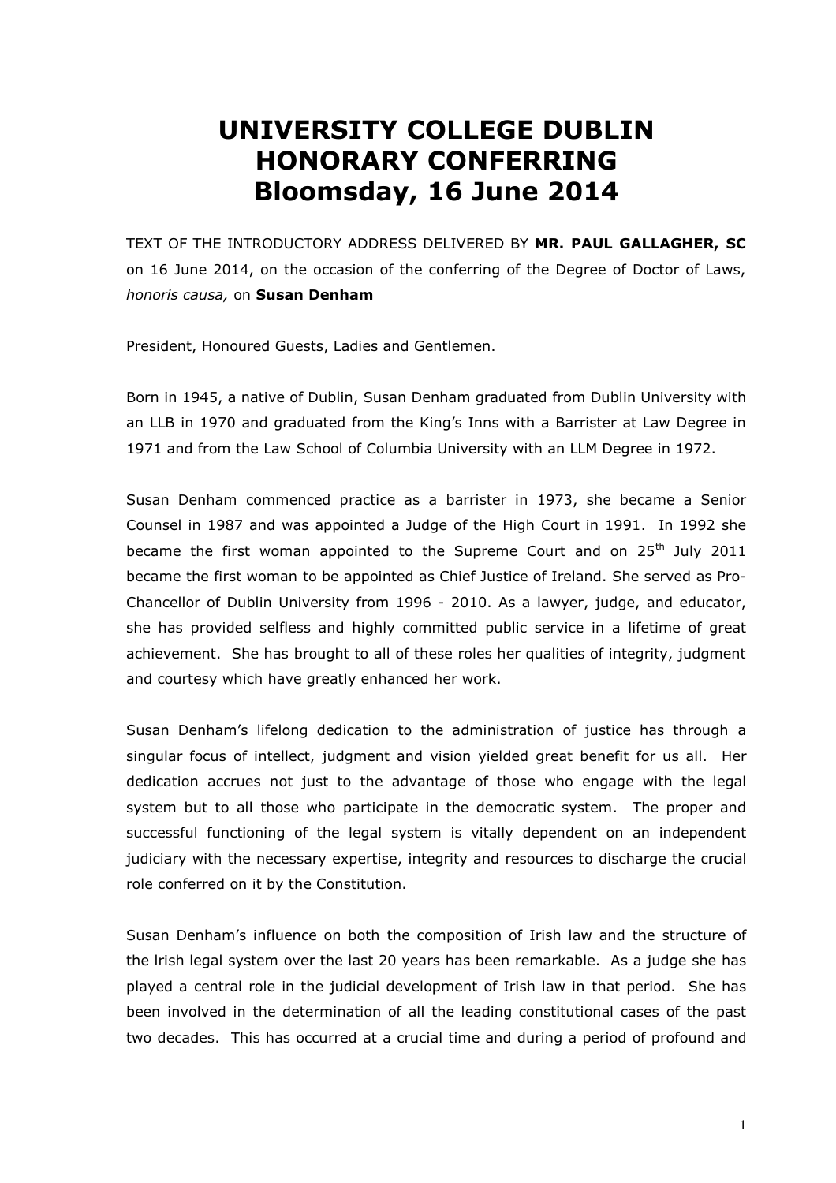# UNIVERSITY COLLEGE DUBLIN HONORARY CONFERRING Bloomsday, 16 June 2014

TEXT OF THE INTRODUCTORY ADDRESS DELIVERED BY **MR. PAUL GALLAGHER, SC** on 16 June 2014, on the occasion of the conferring of the Degree of Doctor of Laws, *honoris causa,* on **Susan Denham**

President, Honoured Guests, Ladies and Gentlemen.

Born in 1945, a native of Dublin, Susan Denham graduated from Dublin University with an LLB in 1970 and graduated from the King's Inns with a Barrister at Law Degree in 1971 and from the Law School of Columbia University with an LLM Degree in 1972.

Susan Denham commenced practice as a barrister in 1973, she became a Senior Counsel in 1987 and was appointed a Judge of the High Court in 1991. In 1992 she became the first woman appointed to the Supreme Court and on 25th July 2011 became the first woman to be appointed as Chief Justice of Ireland. She served as Pro-Chancellor of Dublin University from 1996 - 2010. As a lawyer, judge, and educator, she has provided selfless and highly committed public service in a lifetime of great achievement. She has brought to all of these roles her qualities of integrity, judgment and courtesy which have greatly enhanced her work.

Susan Denham's lifelong dedication to the administration of justice has through a singular focus of intellect, judgment and vision yielded great benefit for us all. Her dedication accrues not just to the advantage of those who engage with the legal system but to all those who participate in the democratic system. The proper and successful functioning of the legal system is vitally dependent on an independent judiciary with the necessary expertise, integrity and resources to discharge the crucial role conferred on it by the Constitution.

Susan Denham's influence on both the composition of Irish law and the structure of the Irish legal system over the last 20 years has been remarkable. As a judge she has played a central role in the judicial development of Irish law in that period. She has been involved in the determination of all the leading constitutional cases of the past two decades. This has occurred at a crucial time and during a period of profound and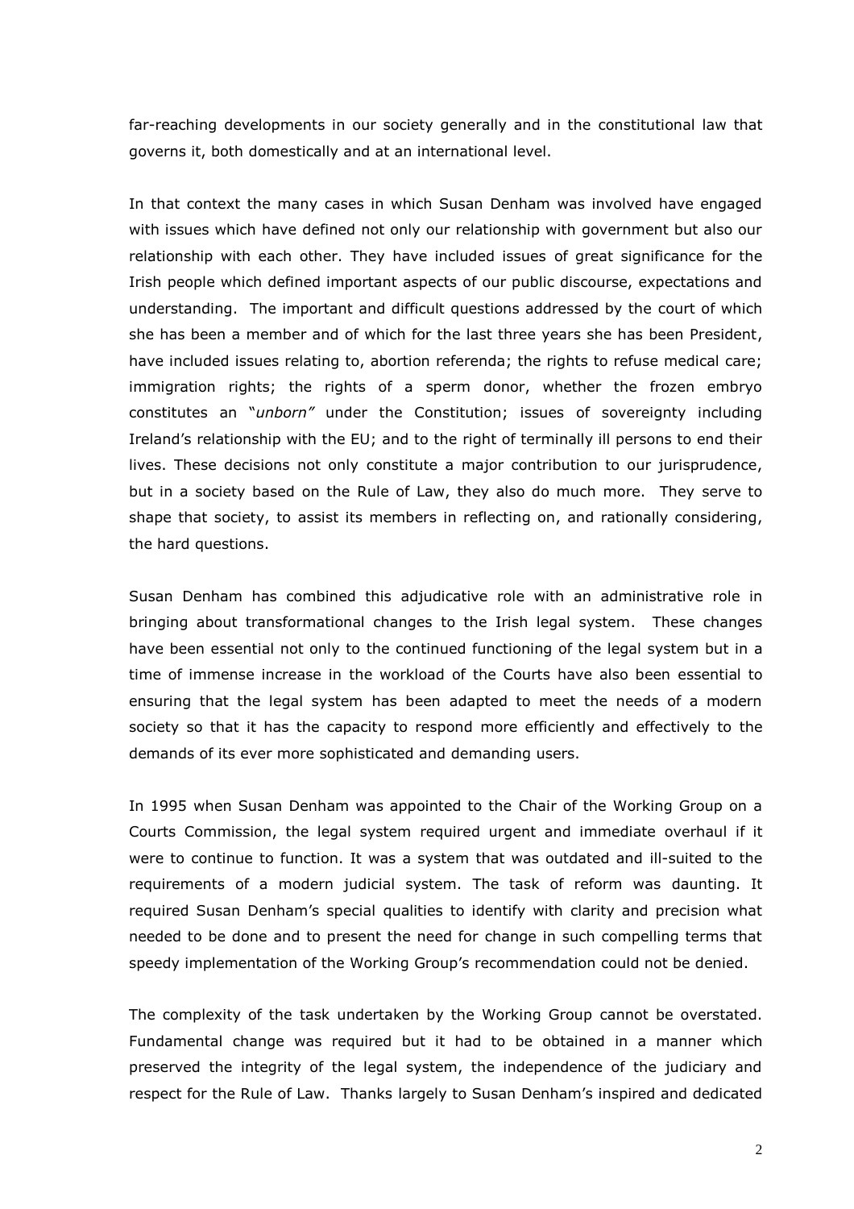far-reaching developments in our society generally and in the constitutional law that governs it, both domestically and at an international level.

In that context the many cases in which Susan Denham was involved have engaged with issues which have defined not only our relationship with government but also our relationship with each other. They have included issues of great significance for the Irish people which defined important aspects of our public discourse, expectations and understanding. The important and difficult questions addressed by the court of which she has been a member and of which for the last three years she has been President, have included issues relating to, abortion referenda; the rights to refuse medical care; immigration rights; the rights of a sperm donor, whether the frozen embryo constitutes an "*unborn*" under the Constitution; issues of sovereignty including Ireland's relationship with the EU; and to the right of terminally ill persons to end their lives. These decisions not only constitute a major contribution to our jurisprudence, but in a society based on the Rule of Law, they also do much more. They serve to shape that society, to assist its members in reflecting on, and rationally considering, the hard questions.

Susan Denham has combined this adjudicative role with an administrative role in bringing about transformational changes to the Irish legal system. These changes have been essential not only to the continued functioning of the legal system but in a time of immense increase in the workload of the Courts have also been essential to ensuring that the legal system has been adapted to meet the needs of a modern society so that it has the capacity to respond more efficiently and effectively to the demands of its ever more sophisticated and demanding users.

In 1995 when Susan Denham was appointed to the Chair of the Working Group on a Courts Commission, the legal system required urgent and immediate overhaul if it were to continue to function. It was a system that was outdated and ill-suited to the requirements of a modern judicial system. The task of reform was daunting. It required Susan Denham's special qualities to identify with clarity and precision what needed to be done and to present the need for change in such compelling terms that speedy implementation of the Working Group's recommendation could not be denied.

The complexity of the task undertaken by the Working Group cannot be overstated. Fundamental change was required but it had to be obtained in a manner which preserved the integrity of the legal system, the independence of the judiciary and respect for the Rule of Law. Thanks largely to Susan Denham's inspired and dedicated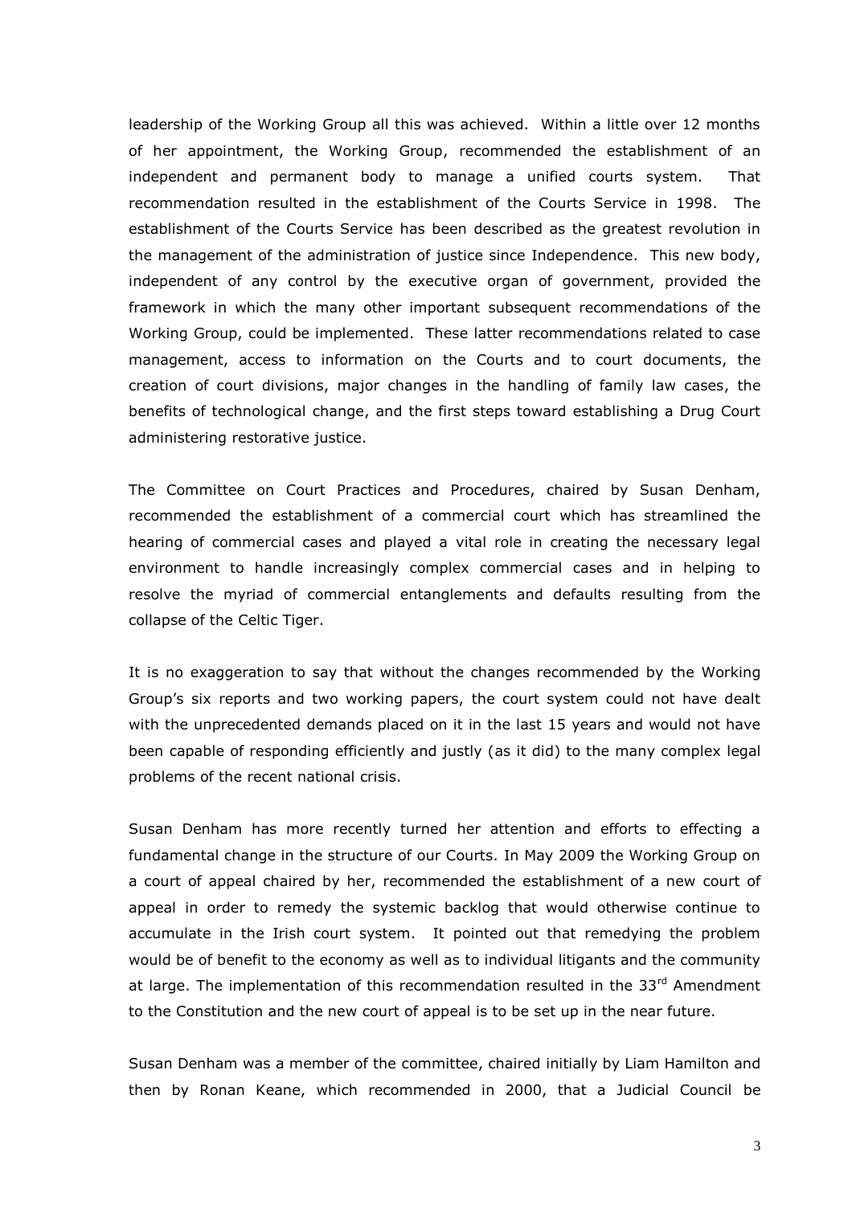leadership of the Working Group all this was achieved. Within a little over 12 months of her appointment, the Working Group, recommended the establishment of an independent and permanent body to manage a unified courts system. That recommendation resulted in the establishment of the Courts Service in 1998. The establishment of the Courts Service has been described as the greatest revolution in the management of the administration of justice since Independence. This new body, independent of any control by the executive organ of government, provided the framework in which the many other important subsequent recommendations of the Working Group, could be implemented. These latter recommendations related to case management, access to information on the Courts and to court documents, the creation of court divisions, major changes in the handling of family law cases, the benefits of technological change, and the first steps toward establishing a Drug Court administering restorative justice.

The Committee on Court Practices and Procedures, chaired by Susan Denham, recommended the establishment of a commercial court which has streamlined the hearing of commercial cases and played a vital role in creating the necessary legal environment to handle increasingly complex commercial cases and in helping to resolve the myriad of commercial entanglements and defaults resulting from the collapse of the Celtic Tiger.

It is no exaggeration to say that without the changes recommended by the Working Group's six reports and two working papers, the court system could not have dealt with the unprecedented demands placed on it in the last 15 years and would not have been capable of responding efficiently and justly (as it did) to the many complex legal problems of the recent national crisis.

Susan Denham has more recently turned her attention and efforts to effecting a fundamental change in the structure of our Courts. In May 2009 the Working Group on a court of appeal chaired by her, recommended the establishment of a new court of appeal in order to remedy the systemic backlog that would otherwise continue to accumulate in the Irish court system. It pointed out that remedying the problem would be of benefit to the economy as well as to individual litigants and the community at large. The implementation of this recommendation resulted in the 33rd Amendment to the Constitution and the new court of appeal is to be set up in the near future.

Susan Denham was a member of the committee, chaired initially by Liam Hamilton and then by Ronan Keane, which recommended in 2000, that a Judicial Council be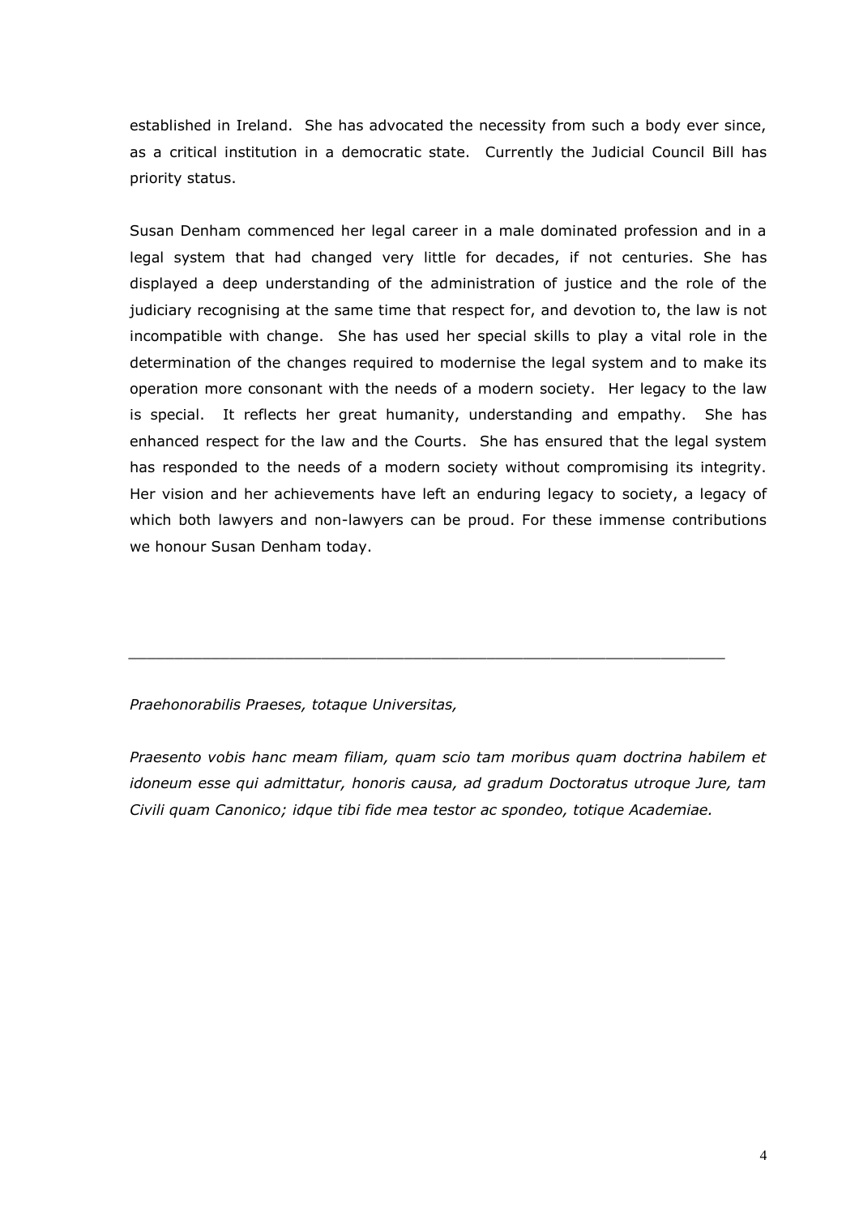established in Ireland. She has advocated the necessity from such a body ever since, as a critical institution in a democratic state. Currently the Judicial Council Bill has priority status.

Susan Denham commenced her legal career in a male dominated profession and in a legal system that had changed very little for decades, if not centuries. She has displayed a deep understanding of the administration of justice and the role of the judiciary recognising at the same time that respect for, and devotion to, the law is not incompatible with change. She has used her special skills to play a vital role in the determination of the changes required to modernise the legal system and to make its operation more consonant with the needs of a modern society. Her legacy to the law is special. It reflects her great humanity, understanding and empathy. She has enhanced respect for the law and the Courts. She has ensured that the legal system has responded to the needs of a modern society without compromising its integrity. Her vision and her achievements have left an enduring legacy to society, a legacy of which both lawyers and non-lawyers can be proud. For these immense contributions we honour Susan Denham today.

---

*Praehonorabilis Praeses, totaque Universitas,*

*Praesento vobis hanc meam filiam, quam scio tam moribus quam doctrina habilem et idoneum esse qui admittatur, honoris causa, ad gradum Doctoratus utroque Jure, tam Civili quam Canonico; idque tibi fide mea testor ac spondeo, totique Academiae.*